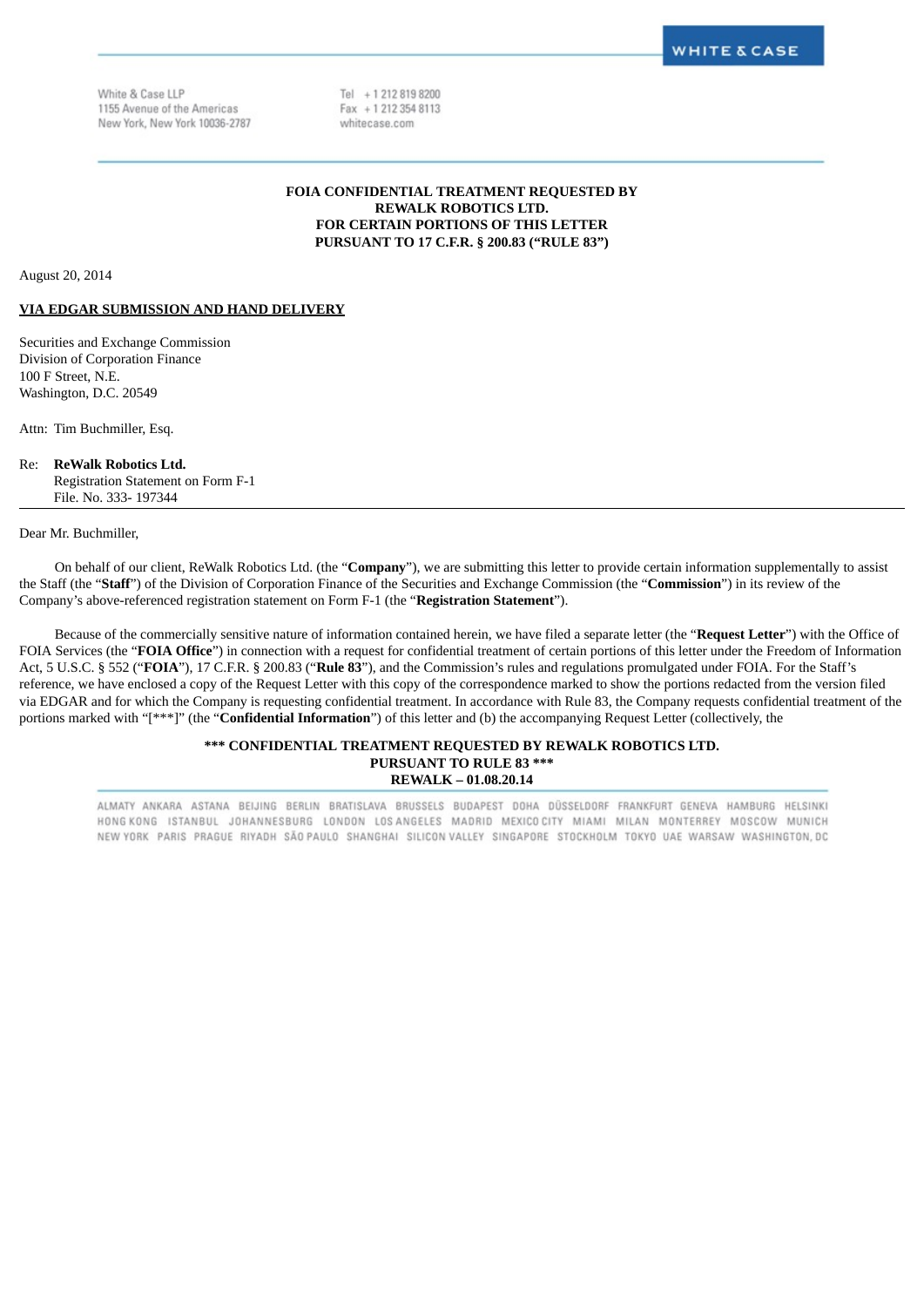White & Case LLP
1155 Avenue of the Americas
New York, New York 10036-2787

Tel + 1 212 819 8200
Fax + 1 212 354 8113
whitecase.com

**FOIA CONFIDENTIAL TREATMENT REQUESTED BY REWALK ROBOTICS LTD. FOR CERTAIN PORTIONS OF THIS LETTER PURSUANT TO 17 C.F.R. § 200.83 ("RULE 83")**

August 20, 2014

**VIA EDGAR SUBMISSION AND HAND DELIVERY**

Securities and Exchange Commission
Division of Corporation Finance
100 F Street, N.E.
Washington, D.C. 20549

Attn: Tim Buchmiller, Esq.

Re: **ReWalk Robotics Ltd.**
Registration Statement on Form F-1
File. No. 333- 197344

Dear Mr. Buchmiller,

On behalf of our client, ReWalk Robotics Ltd. (the "**Company**"), we are submitting this letter to provide certain information supplementally to assist the Staff (the "**Staff**") of the Division of Corporation Finance of the Securities and Exchange Commission (the "**Commission**") in its review of the Company's above-referenced registration statement on Form F-1 (the "**Registration Statement**").

Because of the commercially sensitive nature of information contained herein, we have filed a separate letter (the "**Request Letter**") with the Office of FOIA Services (the "**FOIA Office**") in connection with a request for confidential treatment of certain portions of this letter under the Freedom of Information Act, 5 U.S.C. § 552 ("**FOIA**"), 17 C.F.R. § 200.83 ("**Rule 83**"), and the Commission's rules and regulations promulgated under FOIA. For the Staff's reference, we have enclosed a copy of the Request Letter with this copy of the correspondence marked to show the portions redacted from the version filed via EDGAR and for which the Company is requesting confidential treatment. In accordance with Rule 83, the Company requests confidential treatment of the portions marked with "[***]" (the "**Confidential Information**") of this letter and (b) the accompanying Request Letter (collectively, the

**\*\*\* CONFIDENTIAL TREATMENT REQUESTED BY REWALK ROBOTICS LTD. PURSUANT TO RULE 83 \*\*\***
**REWALK – 01.08.20.14**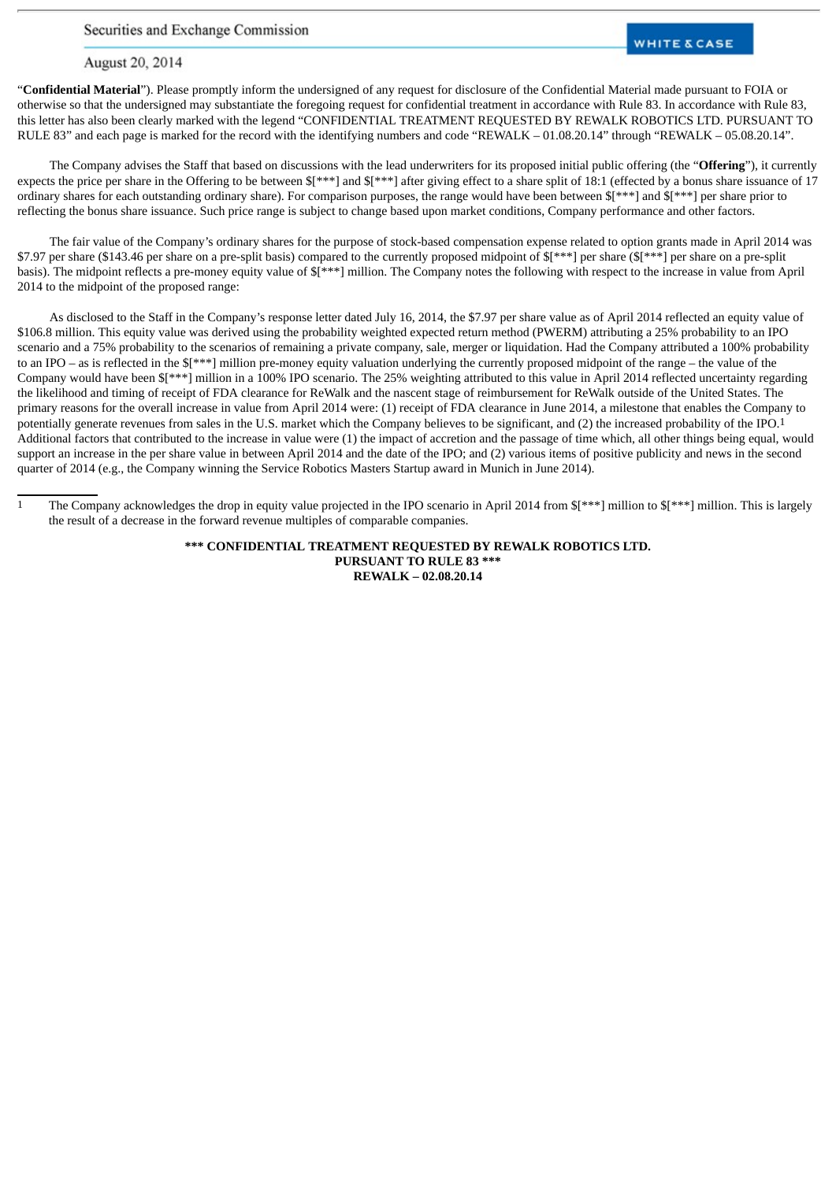"**Confidential Material**"). Please promptly inform the undersigned of any request for disclosure of the Confidential Material made pursuant to FOIA or otherwise so that the undersigned may substantiate the foregoing request for confidential treatment in accordance with Rule 83. In accordance with Rule 83, this letter has also been clearly marked with the legend "CONFIDENTIAL TREATMENT REQUESTED BY REWALK ROBOTICS LTD. PURSUANT TO RULE 83" and each page is marked for the record with the identifying numbers and code "REWALK – 01.08.20.14" through "REWALK – 05.08.20.14".

The Company advises the Staff that based on discussions with the lead underwriters for its proposed initial public offering (the "**Offering**"), it currently expects the price per share in the Offering to be between $[***] and $[***] after giving effect to a share split of 18:1 (effected by a bonus share issuance of 17 ordinary shares for each outstanding ordinary share). For comparison purposes, the range would have been between $[***] and $[***] per share prior to reflecting the bonus share issuance. Such price range is subject to change based upon market conditions, Company performance and other factors.

The fair value of the Company's ordinary shares for the purpose of stock-based compensation expense related to option grants made in April 2014 was $7.97 per share ($143.46 per share on a pre-split basis) compared to the currently proposed midpoint of $[***] per share ($[***] per share on a pre-split basis). The midpoint reflects a pre-money equity value of $[***] million. The Company notes the following with respect to the increase in value from April 2014 to the midpoint of the proposed range:

As disclosed to the Staff in the Company's response letter dated July 16, 2014, the $7.97 per share value as of April 2014 reflected an equity value of $106.8 million. This equity value was derived using the probability weighted expected return method (PWERM) attributing a 25% probability to an IPO scenario and a 75% probability to the scenarios of remaining a private company, sale, merger or liquidation. Had the Company attributed a 100% probability to an IPO – as is reflected in the $[***] million pre-money equity valuation underlying the currently proposed midpoint of the range – the value of the Company would have been $[***] million in a 100% IPO scenario. The 25% weighting attributed to this value in April 2014 reflected uncertainty regarding the likelihood and timing of receipt of FDA clearance for ReWalk and the nascent stage of reimbursement for ReWalk outside of the United States. The primary reasons for the overall increase in value from April 2014 were: (1) receipt of FDA clearance in June 2014, a milestone that enables the Company to potentially generate revenues from sales in the U.S. market which the Company believes to be significant, and (2) the increased probability of the IPO.[1] Additional factors that contributed to the increase in value were (1) the impact of accretion and the passage of time which, all other things being equal, would support an increase in the per share value in between April 2014 and the date of the IPO; and (2) various items of positive publicity and news in the second quarter of 2014 (e.g., the Company winning the Service Robotics Masters Startup award in Munich in June 2014).

---

[1] The Company acknowledges the drop in equity value projected in the IPO scenario in April 2014 from $[***] million to $[***] million. This is largely the result of a decrease in the forward revenue multiples of comparable companies.

**\*\*\* CONFIDENTIAL TREATMENT REQUESTED BY REWALK ROBOTICS LTD.**
**PURSUANT TO RULE 83 \*\*\***
**REWALK – 02.08.20.14**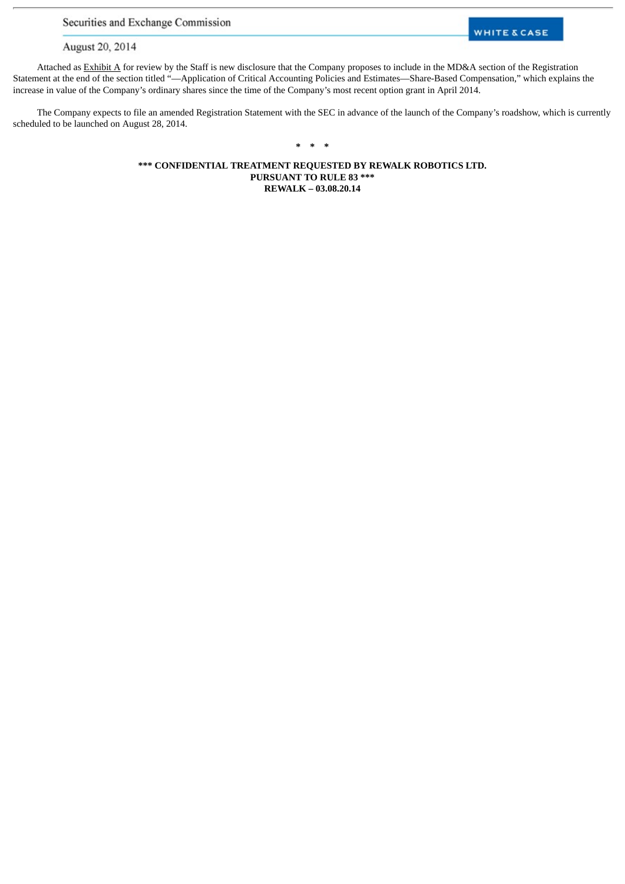Attached as Exhibit A for review by the Staff is new disclosure that the Company proposes to include in the MD&A section of the Registration Statement at the end of the section titled "—Application of Critical Accounting Policies and Estimates—Share-Based Compensation," which explains the increase in value of the Company's ordinary shares since the time of the Company's most recent option grant in April 2014.

The Company expects to file an amended Registration Statement with the SEC in advance of the launch of the Company's roadshow, which is currently scheduled to be launched on August 28, 2014.

\* \* \*

**\*\*\* CONFIDENTIAL TREATMENT REQUESTED BY REWALK ROBOTICS LTD.**
**PURSUANT TO RULE 83 \*\*\***
**REWALK – 03.08.20.14**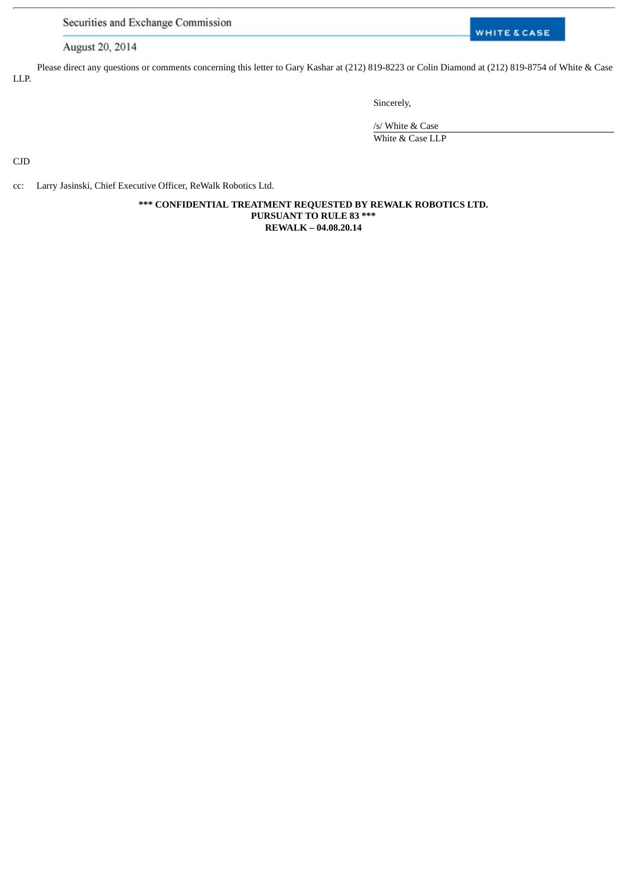Please direct any questions or comments concerning this letter to Gary Kashar at (212) 819-8223 or Colin Diamond at (212) 819-8754 of White & Case LLP.

Sincerely,

/s/ White & Case

White & Case LLP

CJD

cc: Larry Jasinski, Chief Executive Officer, ReWalk Robotics Ltd.

**\*\*\* CONFIDENTIAL TREATMENT REQUESTED BY REWALK ROBOTICS LTD. PURSUANT TO RULE 83 \*\*\***

**REWALK – 04.08.20.14**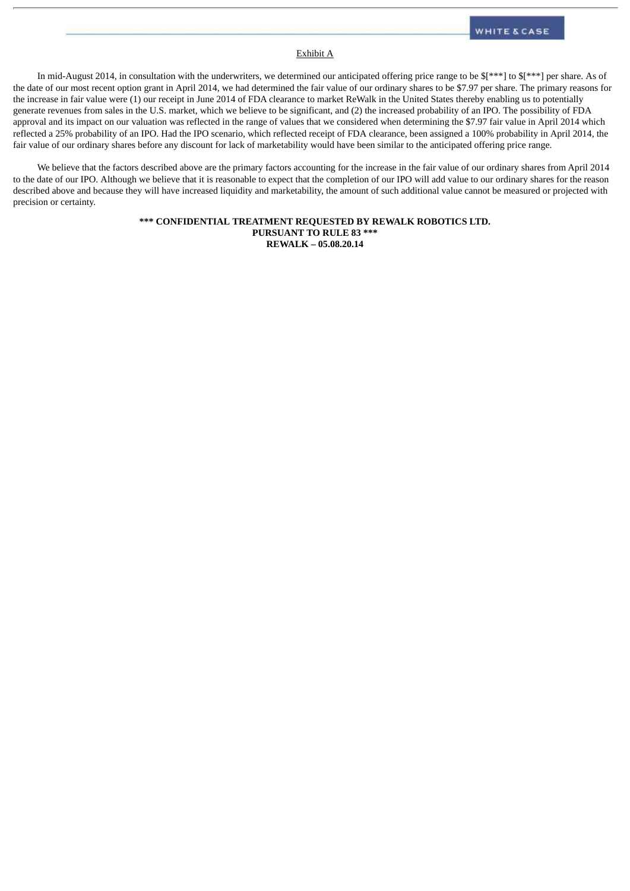Exhibit A

In mid-August 2014, in consultation with the underwriters, we determined our anticipated offering price range to be $[***] to $[***] per share. As of the date of our most recent option grant in April 2014, we had determined the fair value of our ordinary shares to be $7.97 per share. The primary reasons for the increase in fair value were (1) our receipt in June 2014 of FDA clearance to market ReWalk in the United States thereby enabling us to potentially generate revenues from sales in the U.S. market, which we believe to be significant, and (2) the increased probability of an IPO. The possibility of FDA approval and its impact on our valuation was reflected in the range of values that we considered when determining the $7.97 fair value in April 2014 which reflected a 25% probability of an IPO. Had the IPO scenario, which reflected receipt of FDA clearance, been assigned a 100% probability in April 2014, the fair value of our ordinary shares before any discount for lack of marketability would have been similar to the anticipated offering price range.

We believe that the factors described above are the primary factors accounting for the increase in the fair value of our ordinary shares from April 2014 to the date of our IPO. Although we believe that it is reasonable to expect that the completion of our IPO will add value to our ordinary shares for the reason described above and because they will have increased liquidity and marketability, the amount of such additional value cannot be measured or projected with precision or certainty.

**\*\*\* CONFIDENTIAL TREATMENT REQUESTED BY REWALK ROBOTICS LTD.**
**PURSUANT TO RULE 83 \*\*\***
**REWALK – 05.08.20.14**